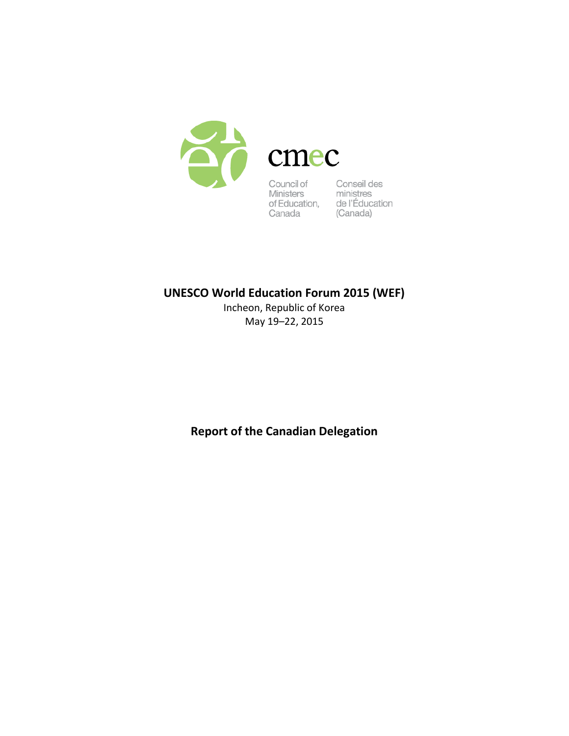cmec

Council of Ministers of Education, Canada

Conseil des ministres de l'Éducation (Canada)

# UNESCO World Education Forum 2015 (WEF)

Incheon, Republic of Korea
May 19–22, 2015

## Report of the Canadian Delegation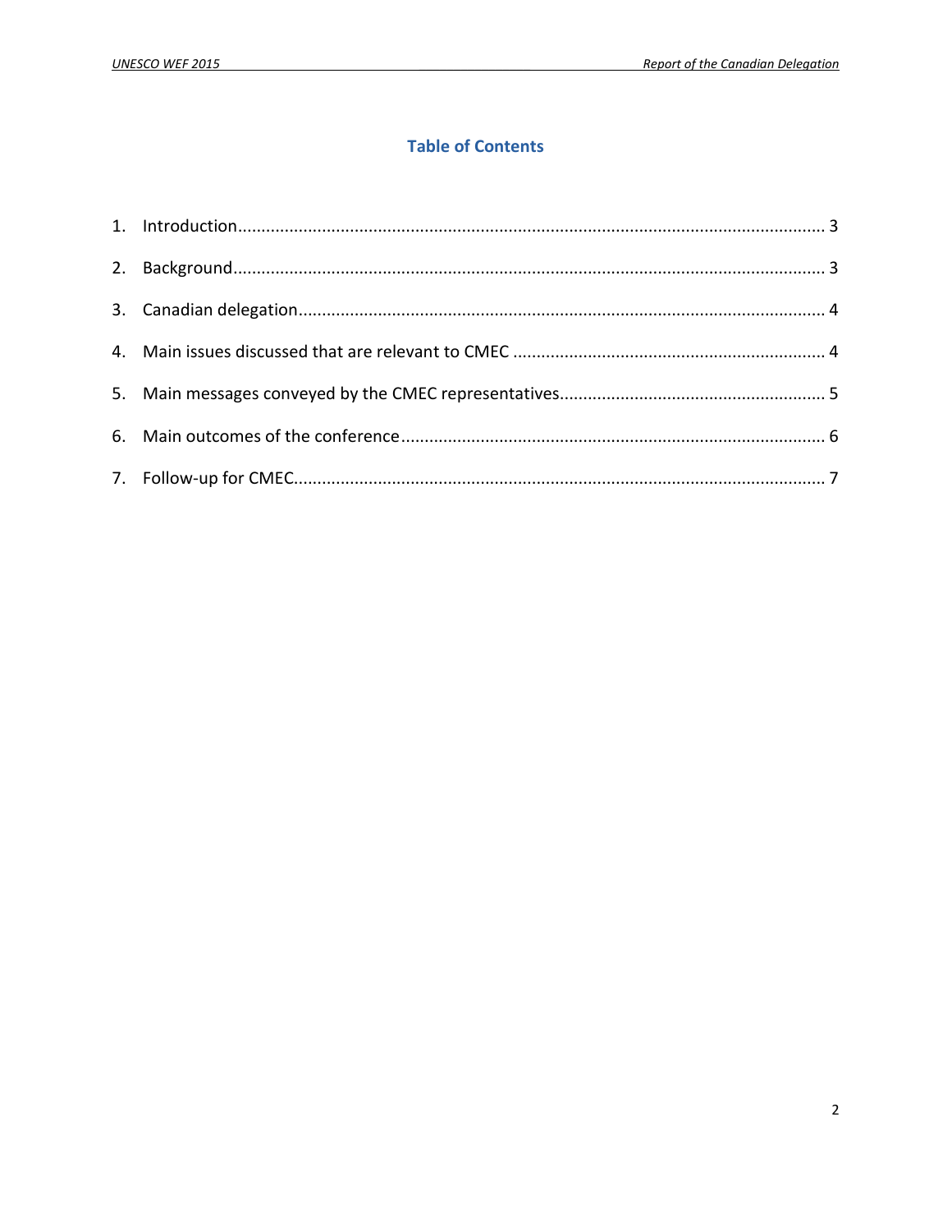## Table of Contents

1. Introduction ... 3
2. Background ... 3
3. Canadian delegation ... 4
4. Main issues discussed that are relevant to CMEC ... 4
5. Main messages conveyed by the CMEC representatives ... 5
6. Main outcomes of the conference ... 6
7. Follow-up for CMEC ... 7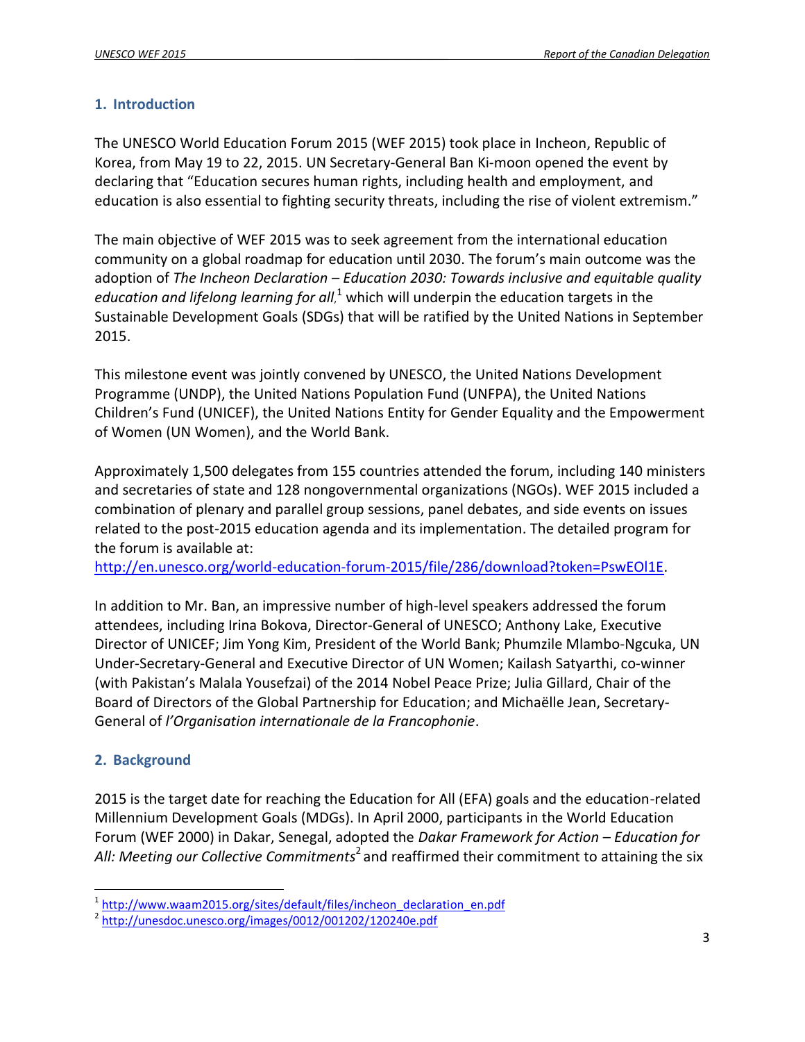## 1. Introduction

The UNESCO World Education Forum 2015 (WEF 2015) took place in Incheon, Republic of Korea, from May 19 to 22, 2015. UN Secretary-General Ban Ki-moon opened the event by declaring that "Education secures human rights, including health and employment, and education is also essential to fighting security threats, including the rise of violent extremism."

The main objective of WEF 2015 was to seek agreement from the international education community on a global roadmap for education until 2030. The forum's main outcome was the adoption of *The Incheon Declaration – Education 2030: Towards inclusive and equitable quality education and lifelong learning for all*,[1] which will underpin the education targets in the Sustainable Development Goals (SDGs) that will be ratified by the United Nations in September 2015.

This milestone event was jointly convened by UNESCO, the United Nations Development Programme (UNDP), the United Nations Population Fund (UNFPA), the United Nations Children's Fund (UNICEF), the United Nations Entity for Gender Equality and the Empowerment of Women (UN Women), and the World Bank.

Approximately 1,500 delegates from 155 countries attended the forum, including 140 ministers and secretaries of state and 128 nongovernmental organizations (NGOs). WEF 2015 included a combination of plenary and parallel group sessions, panel debates, and side events on issues related to the post-2015 education agenda and its implementation. The detailed program for the forum is available at: http://en.unesco.org/world-education-forum-2015/file/286/download?token=PswEOl1E.

In addition to Mr. Ban, an impressive number of high-level speakers addressed the forum attendees, including Irina Bokova, Director-General of UNESCO; Anthony Lake, Executive Director of UNICEF; Jim Yong Kim, President of the World Bank; Phumzile Mlambo-Ngcuka, UN Under-Secretary-General and Executive Director of UN Women; Kailash Satyarthi, co-winner (with Pakistan's Malala Yousefzai) of the 2014 Nobel Peace Prize; Julia Gillard, Chair of the Board of Directors of the Global Partnership for Education; and Michaëlle Jean, Secretary-General of *l'Organisation internationale de la Francophonie*.

## 2. Background

2015 is the target date for reaching the Education for All (EFA) goals and the education-related Millennium Development Goals (MDGs). In April 2000, participants in the World Education Forum (WEF 2000) in Dakar, Senegal, adopted the *Dakar Framework for Action – Education for All: Meeting our Collective Commitments*[2] and reaffirmed their commitment to attaining the six

---

[1] http://www.waam2015.org/sites/default/files/incheon_declaration_en.pdf

[2] http://unesdoc.unesco.org/images/0012/001202/120240e.pdf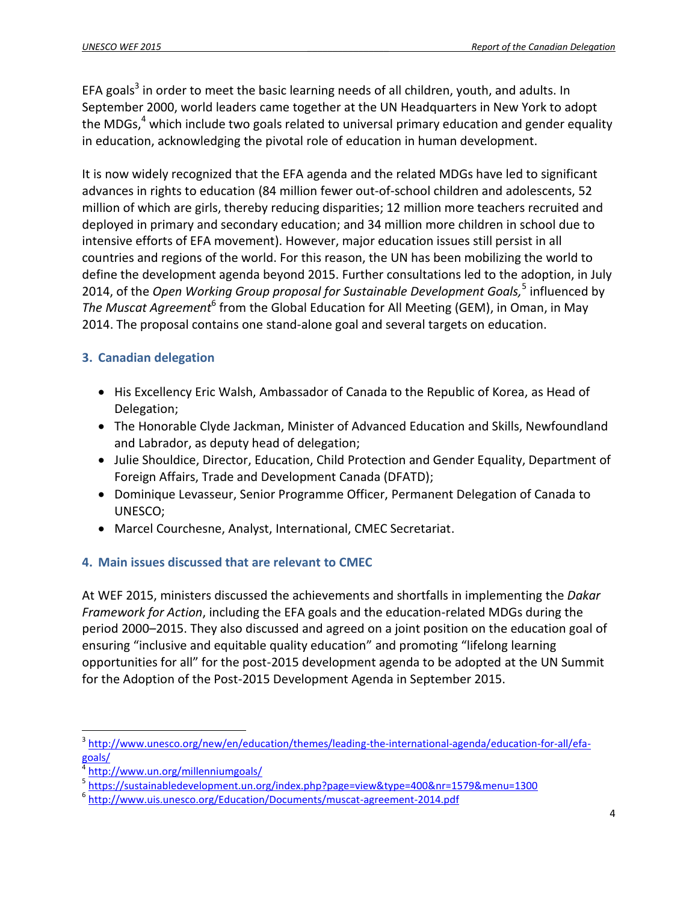EFA goals[3] in order to meet the basic learning needs of all children, youth, and adults. In September 2000, world leaders came together at the UN Headquarters in New York to adopt the MDGs,[4] which include two goals related to universal primary education and gender equality in education, acknowledging the pivotal role of education in human development.

It is now widely recognized that the EFA agenda and the related MDGs have led to significant advances in rights to education (84 million fewer out-of-school children and adolescents, 52 million of which are girls, thereby reducing disparities; 12 million more teachers recruited and deployed in primary and secondary education; and 34 million more children in school due to intensive efforts of EFA movement). However, major education issues still persist in all countries and regions of the world. For this reason, the UN has been mobilizing the world to define the development agenda beyond 2015. Further consultations led to the adoption, in July 2014, of the *Open Working Group proposal for Sustainable Development Goals,*[5] influenced by *The Muscat Agreement*[6] from the Global Education for All Meeting (GEM), in Oman, in May 2014. The proposal contains one stand-alone goal and several targets on education.

## 3. Canadian delegation

- His Excellency Eric Walsh, Ambassador of Canada to the Republic of Korea, as Head of Delegation;
- The Honorable Clyde Jackman, Minister of Advanced Education and Skills, Newfoundland and Labrador, as deputy head of delegation;
- Julie Shouldice, Director, Education, Child Protection and Gender Equality, Department of Foreign Affairs, Trade and Development Canada (DFATD);
- Dominique Levasseur, Senior Programme Officer, Permanent Delegation of Canada to UNESCO;
- Marcel Courchesne, Analyst, International, CMEC Secretariat.

## 4. Main issues discussed that are relevant to CMEC

At WEF 2015, ministers discussed the achievements and shortfalls in implementing the *Dakar Framework for Action*, including the EFA goals and the education-related MDGs during the period 2000–2015. They also discussed and agreed on a joint position on the education goal of ensuring "inclusive and equitable quality education" and promoting "lifelong learning opportunities for all" for the post-2015 development agenda to be adopted at the UN Summit for the Adoption of the Post-2015 Development Agenda in September 2015.

---

[3] http://www.unesco.org/new/en/education/themes/leading-the-international-agenda/education-for-all/efa-goals/

[4] http://www.un.org/millenniumgoals/

[5] https://sustainabledevelopment.un.org/index.php?page=view&type=400&nr=1579&menu=1300

[6] http://www.uis.unesco.org/Education/Documents/muscat-agreement-2014.pdf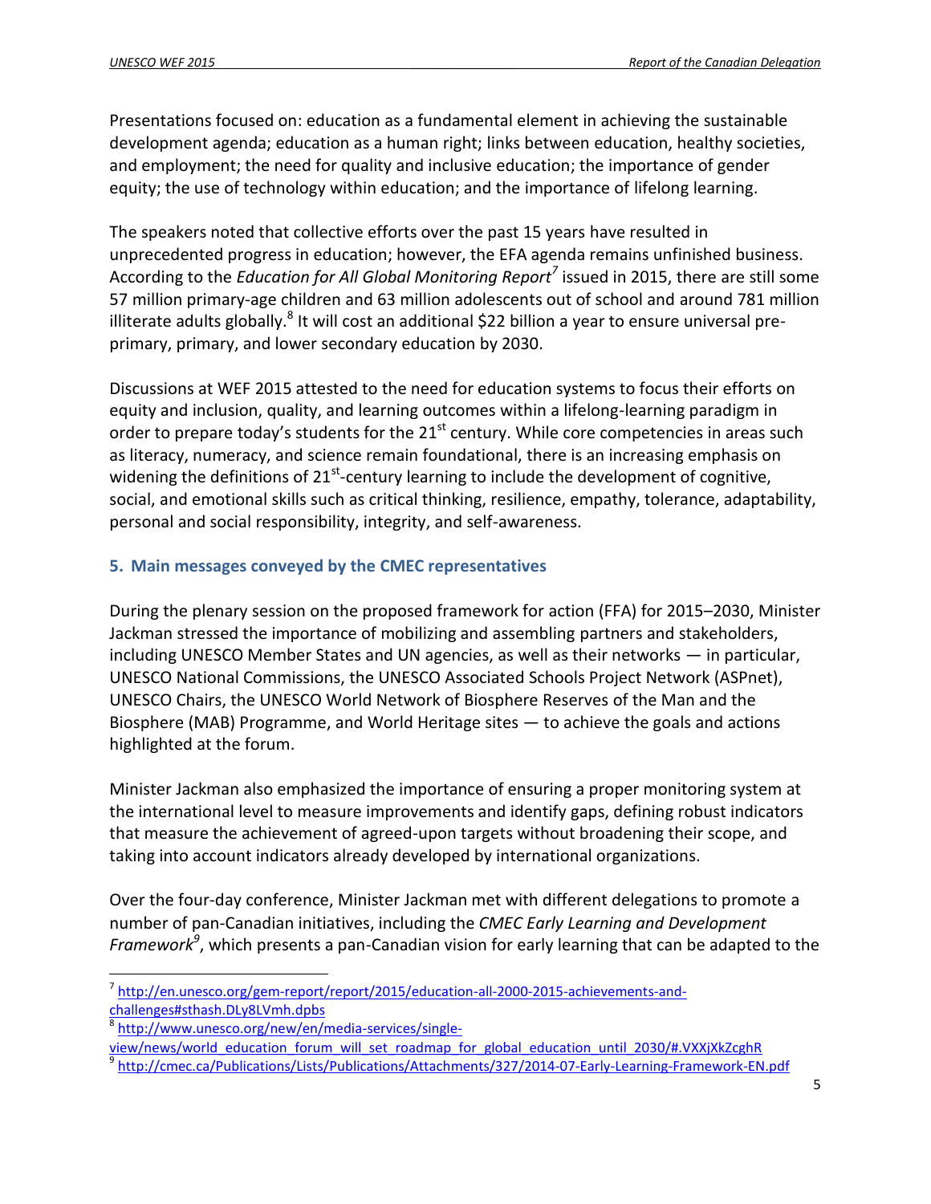Presentations focused on: education as a fundamental element in achieving the sustainable development agenda; education as a human right; links between education, healthy societies, and employment; the need for quality and inclusive education; the importance of gender equity; the use of technology within education; and the importance of lifelong learning.

The speakers noted that collective efforts over the past 15 years have resulted in unprecedented progress in education; however, the EFA agenda remains unfinished business. According to the *Education for All Global Monitoring Report*[7] issued in 2015, there are still some 57 million primary-age children and 63 million adolescents out of school and around 781 million illiterate adults globally.[8] It will cost an additional $22 billion a year to ensure universal pre-primary, primary, and lower secondary education by 2030.

Discussions at WEF 2015 attested to the need for education systems to focus their efforts on equity and inclusion, quality, and learning outcomes within a lifelong-learning paradigm in order to prepare today's students for the 21st century. While core competencies in areas such as literacy, numeracy, and science remain foundational, there is an increasing emphasis on widening the definitions of 21st-century learning to include the development of cognitive, social, and emotional skills such as critical thinking, resilience, empathy, tolerance, adaptability, personal and social responsibility, integrity, and self-awareness.

## 5. Main messages conveyed by the CMEC representatives

During the plenary session on the proposed framework for action (FFA) for 2015–2030, Minister Jackman stressed the importance of mobilizing and assembling partners and stakeholders, including UNESCO Member States and UN agencies, as well as their networks — in particular, UNESCO National Commissions, the UNESCO Associated Schools Project Network (ASPnet), UNESCO Chairs, the UNESCO World Network of Biosphere Reserves of the Man and the Biosphere (MAB) Programme, and World Heritage sites — to achieve the goals and actions highlighted at the forum.

Minister Jackman also emphasized the importance of ensuring a proper monitoring system at the international level to measure improvements and identify gaps, defining robust indicators that measure the achievement of agreed-upon targets without broadening their scope, and taking into account indicators already developed by international organizations.

Over the four-day conference, Minister Jackman met with different delegations to promote a number of pan-Canadian initiatives, including the *CMEC Early Learning and Development Framework*[9], which presents a pan-Canadian vision for early learning that can be adapted to the

---

[7] http://en.unesco.org/gem-report/report/2015/education-all-2000-2015-achievements-and-challenges#sthash.DLy8LVmh.dpbs

[8] http://www.unesco.org/new/en/media-services/single-view/news/world_education_forum_will_set_roadmap_for_global_education_until_2030/#.VXXjXkZcghR

[9] http://cmec.ca/Publications/Lists/Publications/Attachments/327/2014-07-Early-Learning-Framework-EN.pdf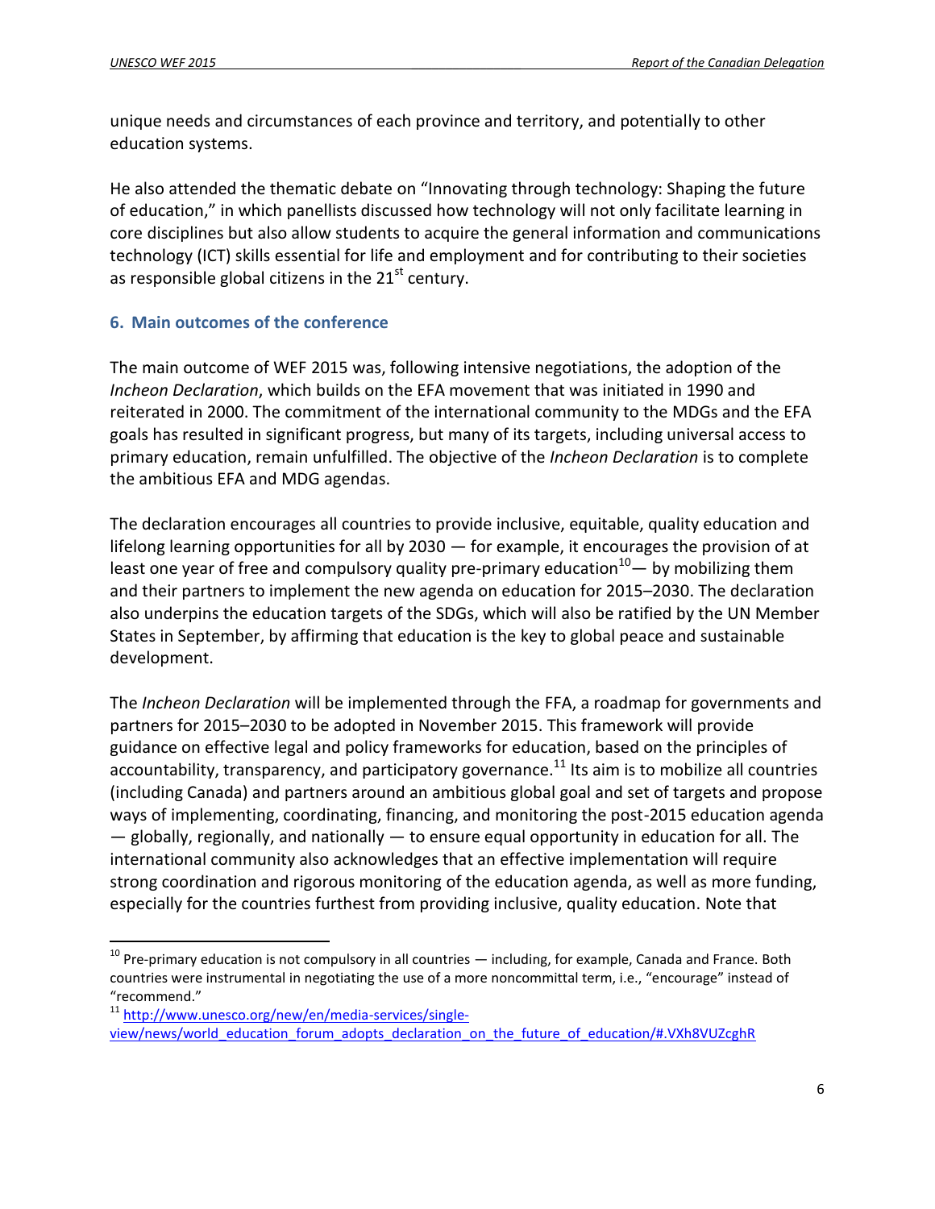unique needs and circumstances of each province and territory, and potentially to other education systems.

He also attended the thematic debate on "Innovating through technology: Shaping the future of education," in which panellists discussed how technology will not only facilitate learning in core disciplines but also allow students to acquire the general information and communications technology (ICT) skills essential for life and employment and for contributing to their societies as responsible global citizens in the 21st century.

## 6. Main outcomes of the conference

The main outcome of WEF 2015 was, following intensive negotiations, the adoption of the *Incheon Declaration*, which builds on the EFA movement that was initiated in 1990 and reiterated in 2000. The commitment of the international community to the MDGs and the EFA goals has resulted in significant progress, but many of its targets, including universal access to primary education, remain unfulfilled. The objective of the *Incheon Declaration* is to complete the ambitious EFA and MDG agendas.

The declaration encourages all countries to provide inclusive, equitable, quality education and lifelong learning opportunities for all by 2030 — for example, it encourages the provision of at least one year of free and compulsory quality pre-primary education[10]— by mobilizing them and their partners to implement the new agenda on education for 2015–2030. The declaration also underpins the education targets of the SDGs, which will also be ratified by the UN Member States in September, by affirming that education is the key to global peace and sustainable development.

The *Incheon Declaration* will be implemented through the FFA, a roadmap for governments and partners for 2015–2030 to be adopted in November 2015. This framework will provide guidance on effective legal and policy frameworks for education, based on the principles of accountability, transparency, and participatory governance.[11] Its aim is to mobilize all countries (including Canada) and partners around an ambitious global goal and set of targets and propose ways of implementing, coordinating, financing, and monitoring the post-2015 education agenda — globally, regionally, and nationally — to ensure equal opportunity in education for all. The international community also acknowledges that an effective implementation will require strong coordination and rigorous monitoring of the education agenda, as well as more funding, especially for the countries furthest from providing inclusive, quality education. Note that

---

[10] Pre-primary education is not compulsory in all countries — including, for example, Canada and France. Both countries were instrumental in negotiating the use of a more noncommittal term, i.e., "encourage" instead of "recommend."

[11] http://www.unesco.org/new/en/media-services/single-view/news/world_education_forum_adopts_declaration_on_the_future_of_education/#.VXh8VUZcghR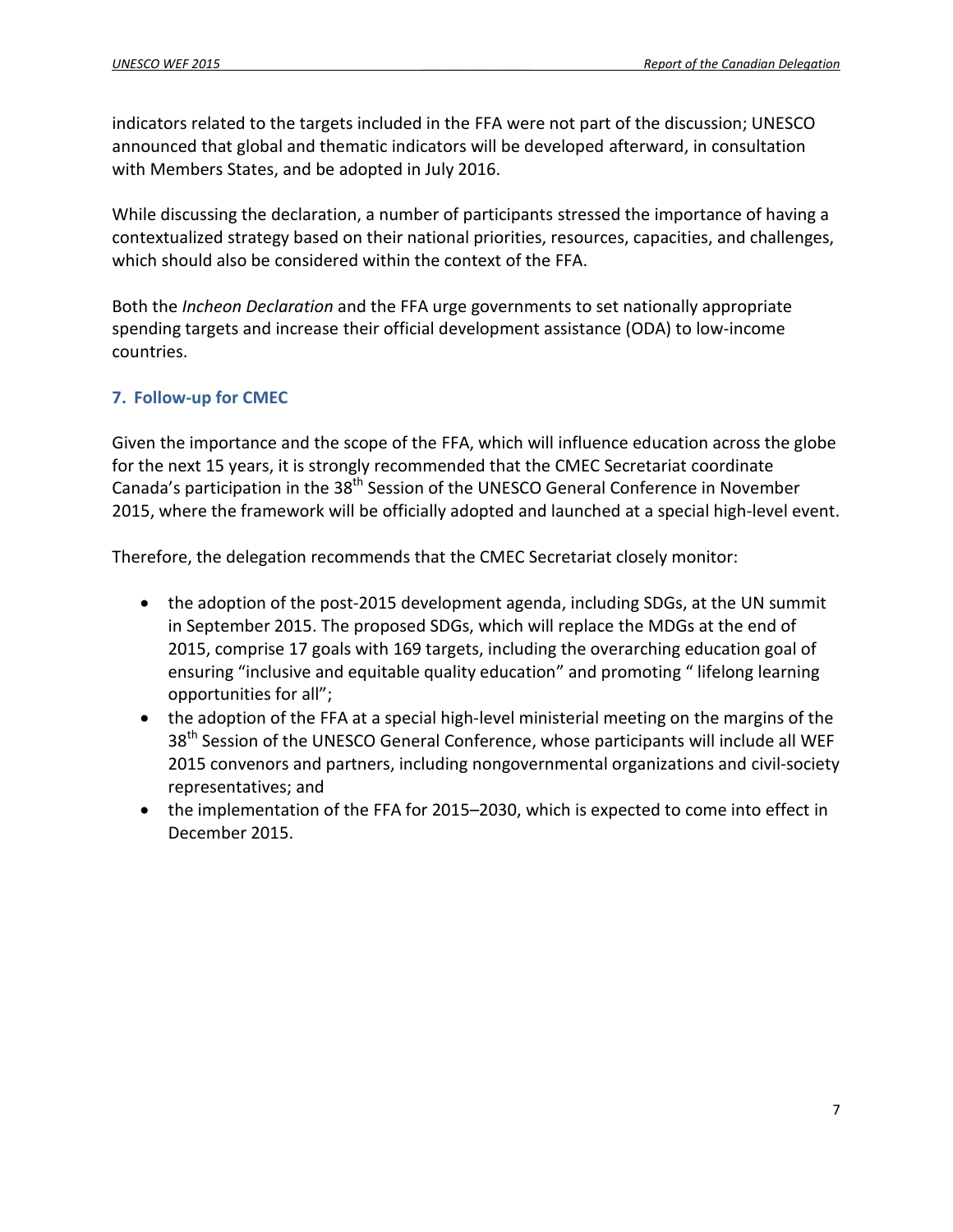indicators related to the targets included in the FFA were not part of the discussion; UNESCO announced that global and thematic indicators will be developed afterward, in consultation with Members States, and be adopted in July 2016.

While discussing the declaration, a number of participants stressed the importance of having a contextualized strategy based on their national priorities, resources, capacities, and challenges, which should also be considered within the context of the FFA.

Both the *Incheon Declaration* and the FFA urge governments to set nationally appropriate spending targets and increase their official development assistance (ODA) to low-income countries.

## 7. Follow-up for CMEC

Given the importance and the scope of the FFA, which will influence education across the globe for the next 15 years, it is strongly recommended that the CMEC Secretariat coordinate Canada's participation in the 38th Session of the UNESCO General Conference in November 2015, where the framework will be officially adopted and launched at a special high-level event.

Therefore, the delegation recommends that the CMEC Secretariat closely monitor:

- the adoption of the post-2015 development agenda, including SDGs, at the UN summit in September 2015. The proposed SDGs, which will replace the MDGs at the end of 2015, comprise 17 goals with 169 targets, including the overarching education goal of ensuring "inclusive and equitable quality education" and promoting " lifelong learning opportunities for all";
- the adoption of the FFA at a special high-level ministerial meeting on the margins of the 38th Session of the UNESCO General Conference, whose participants will include all WEF 2015 convenors and partners, including nongovernmental organizations and civil-society representatives; and
- the implementation of the FFA for 2015–2030, which is expected to come into effect in December 2015.